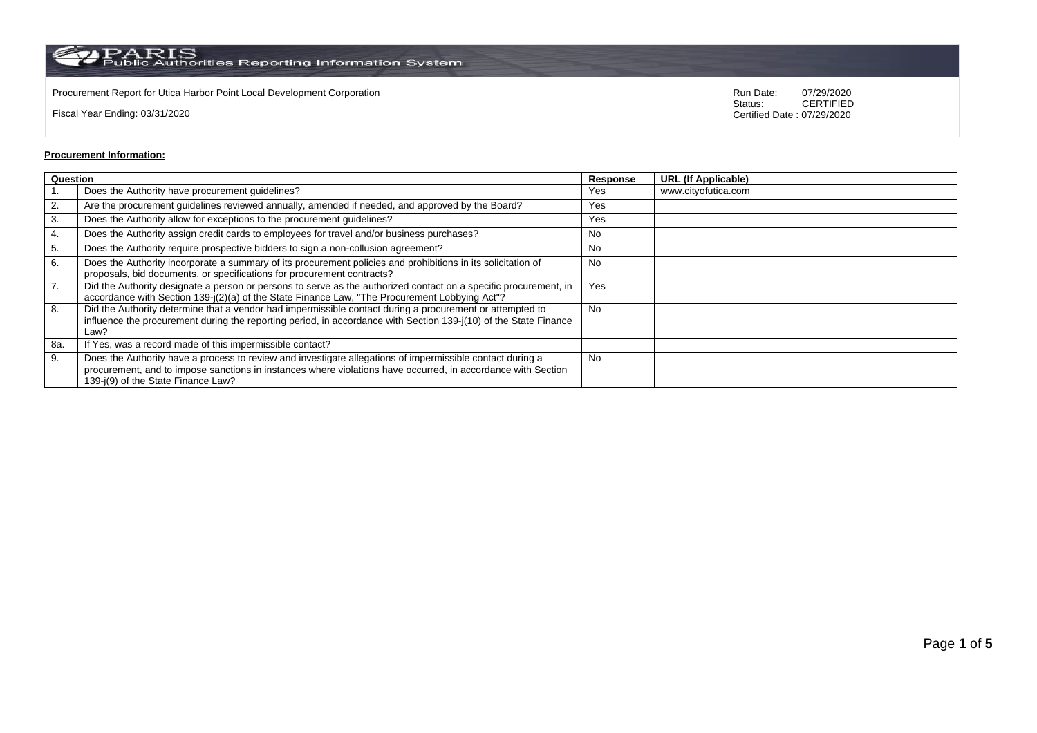PARIS Public Authorities Reporting Information System

Procurement Report for Utica Harbor Point Local Development Corporation

Fiscal Year Ending: 03/31/2020

Run Date: 07/29/2020
Status: CERTIFIED
Certified Date : 07/29/2020

**Procurement Information:**

| Question | | Response | URL (If Applicable) |
|---|---|---|---|
| 1. | Does the Authority have procurement guidelines? | Yes | www.cityofutica.com |
| 2. | Are the procurement guidelines reviewed annually, amended if needed, and approved by the Board? | Yes | |
| 3. | Does the Authority allow for exceptions to the procurement guidelines? | Yes | |
| 4. | Does the Authority assign credit cards to employees for travel and/or business purchases? | No | |
| 5. | Does the Authority require prospective bidders to sign a non-collusion agreement? | No | |
| 6. | Does the Authority incorporate a summary of its procurement policies and prohibitions in its solicitation of proposals, bid documents, or specifications for procurement contracts? | No | |
| 7. | Did the Authority designate a person or persons to serve as the authorized contact on a specific procurement, in accordance with Section 139-j(2)(a) of the State Finance Law, "The Procurement Lobbying Act"? | Yes | |
| 8. | Did the Authority determine that a vendor had impermissible contact during a procurement or attempted to influence the procurement during the reporting period, in accordance with Section 139-j(10) of the State Finance Law? | No | |
| 8a. | If Yes, was a record made of this impermissible contact? | | |
| 9. | Does the Authority have a process to review and investigate allegations of impermissible contact during a procurement, and to impose sanctions in instances where violations have occurred, in accordance with Section 139-j(9) of the State Finance Law? | No | |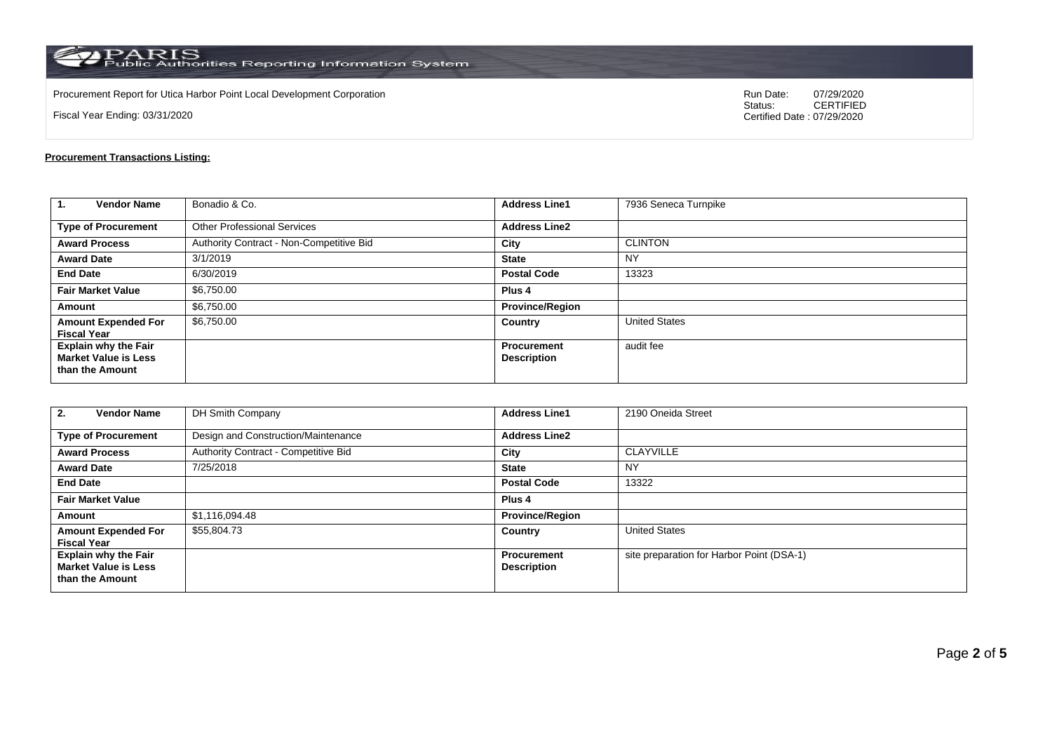Procurement Report for Utica Harbor Point Local Development Corporation

Fiscal Year Ending: 03/31/2020

Run Date: 07/29/2020
Status: CERTIFIED
Certified Date : 07/29/2020

**Procurement Transactions Listing:**

| 1. Vendor Name | Bonadio & Co. | Address Line1 | 7936 Seneca Turnpike |
|---|---|---|---|
| Type of Procurement | Other Professional Services | Address Line2 | |
| Award Process | Authority Contract - Non-Competitive Bid | City | CLINTON |
| Award Date | 3/1/2019 | State | NY |
| End Date | 6/30/2019 | Postal Code | 13323 |
| Fair Market Value | $6,750.00 | Plus 4 | |
| Amount | $6,750.00 | Province/Region | |
| Amount Expended For Fiscal Year | $6,750.00 | Country | United States |
| Explain why the Fair Market Value is Less than the Amount | | Procurement Description | audit fee |

| 2. Vendor Name | DH Smith Company | Address Line1 | 2190 Oneida Street |
|---|---|---|---|
| Type of Procurement | Design and Construction/Maintenance | Address Line2 | |
| Award Process | Authority Contract - Competitive Bid | City | CLAYVILLE |
| Award Date | 7/25/2018 | State | NY |
| End Date | | Postal Code | 13322 |
| Fair Market Value | | Plus 4 | |
| Amount | $1,116,094.48 | Province/Region | |
| Amount Expended For Fiscal Year | $55,804.73 | Country | United States |
| Explain why the Fair Market Value is Less than the Amount | | Procurement Description | site preparation for Harbor Point (DSA-1) |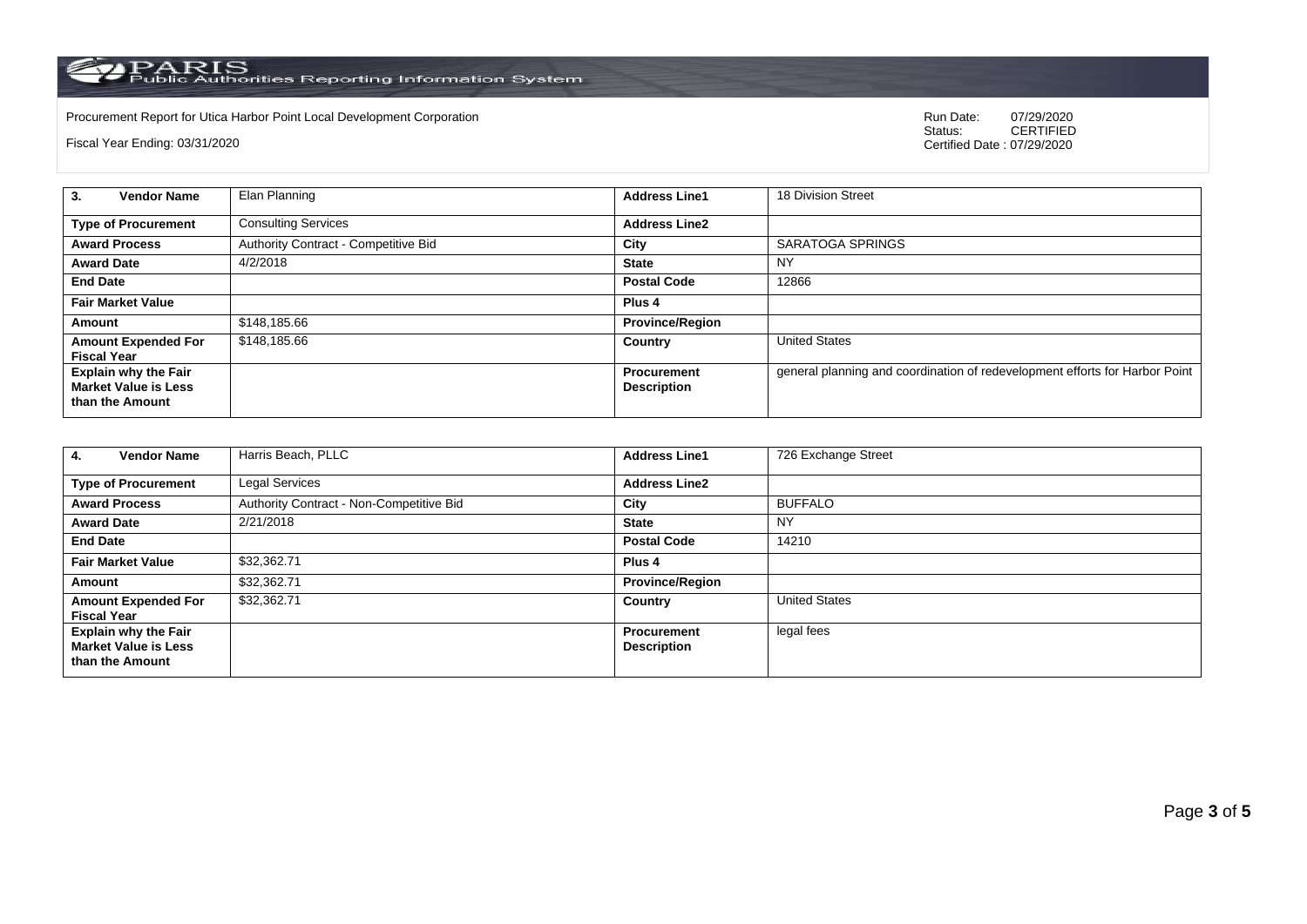Procurement Report for Utica Harbor Point Local Development Corporation

Fiscal Year Ending: 03/31/2020

Run Date: 07/29/2020
Status: CERTIFIED
Certified Date : 07/29/2020

| **3. Vendor Name** | Elan Planning | **Address Line1** | 18 Division Street |
|---|---|---|---|
| **Type of Procurement** | Consulting Services | **Address Line2** | |
| **Award Process** | Authority Contract - Competitive Bid | **City** | SARATOGA SPRINGS |
| **Award Date** | 4/2/2018 | **State** | NY |
| **End Date** | | **Postal Code** | 12866 |
| **Fair Market Value** | | **Plus 4** | |
| **Amount** | $148,185.66 | **Province/Region** | |
| **Amount Expended For Fiscal Year** | $148,185.66 | **Country** | United States |
| **Explain why the Fair Market Value is Less than the Amount** | | **Procurement Description** | general planning and coordination of redevelopment efforts for Harbor Point |

| **4. Vendor Name** | Harris Beach, PLLC | **Address Line1** | 726 Exchange Street |
|---|---|---|---|
| **Type of Procurement** | Legal Services | **Address Line2** | |
| **Award Process** | Authority Contract - Non-Competitive Bid | **City** | BUFFALO |
| **Award Date** | 2/21/2018 | **State** | NY |
| **End Date** | | **Postal Code** | 14210 |
| **Fair Market Value** | $32,362.71 | **Plus 4** | |
| **Amount** | $32,362.71 | **Province/Region** | |
| **Amount Expended For Fiscal Year** | $32,362.71 | **Country** | United States |
| **Explain why the Fair Market Value is Less than the Amount** | | **Procurement Description** | legal fees |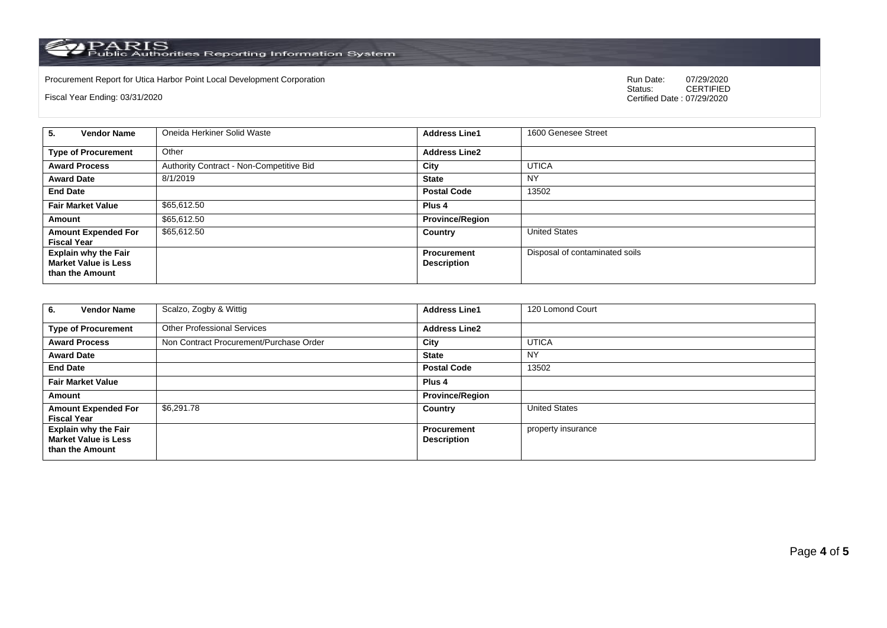Procurement Report for Utica Harbor Point Local Development Corporation

Fiscal Year Ending: 03/31/2020

Run Date: 07/29/2020
Status: CERTIFIED
Certified Date : 07/29/2020

| **5. Vendor Name** | Oneida Herkiner Solid Waste | **Address Line1** | 1600 Genesee Street |
|---|---|---|---|
| **Type of Procurement** | Other | **Address Line2** | |
| **Award Process** | Authority Contract - Non-Competitive Bid | **City** | UTICA |
| **Award Date** | 8/1/2019 | **State** | NY |
| **End Date** | | **Postal Code** | 13502 |
| **Fair Market Value** | $65,612.50 | **Plus 4** | |
| **Amount** | $65,612.50 | **Province/Region** | |
| **Amount Expended For Fiscal Year** | $65,612.50 | **Country** | United States |
| **Explain why the Fair Market Value is Less than the Amount** | | **Procurement Description** | Disposal of contaminated soils |

| **6. Vendor Name** | Scalzo, Zogby & Wittig | **Address Line1** | 120 Lomond Court |
|---|---|---|---|
| **Type of Procurement** | Other Professional Services | **Address Line2** | |
| **Award Process** | Non Contract Procurement/Purchase Order | **City** | UTICA |
| **Award Date** | | **State** | NY |
| **End Date** | | **Postal Code** | 13502 |
| **Fair Market Value** | | **Plus 4** | |
| **Amount** | | **Province/Region** | |
| **Amount Expended For Fiscal Year** | $6,291.78 | **Country** | United States |
| **Explain why the Fair Market Value is Less than the Amount** | | **Procurement Description** | property insurance |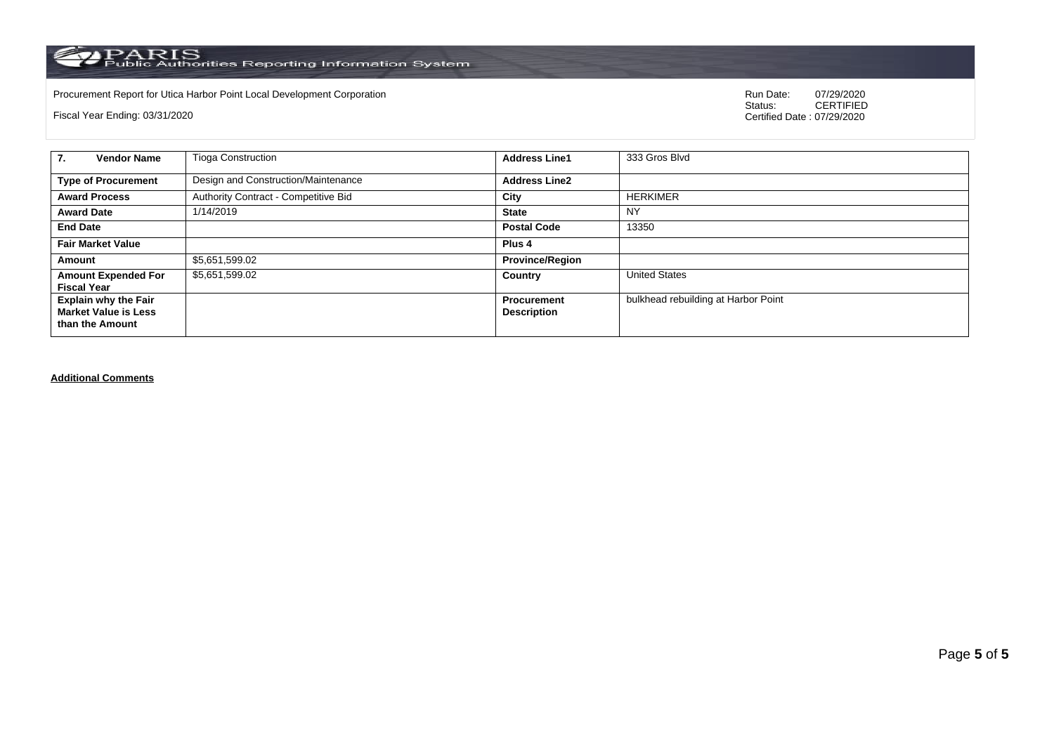Procurement Report for Utica Harbor Point Local Development Corporation

Fiscal Year Ending: 03/31/2020

Run Date: 07/29/2020
Status: CERTIFIED
Certified Date : 07/29/2020

| | | | |
|---|---|---|---|
| **7. Vendor Name** | Tioga Construction | **Address Line1** | 333 Gros Blvd |
| **Type of Procurement** | Design and Construction/Maintenance | **Address Line2** | |
| **Award Process** | Authority Contract - Competitive Bid | **City** | HERKIMER |
| **Award Date** | 1/14/2019 | **State** | NY |
| **End Date** | | **Postal Code** | 13350 |
| **Fair Market Value** | | **Plus 4** | |
| **Amount** | $5,651,599.02 | **Province/Region** | |
| **Amount Expended For Fiscal Year** | $5,651,599.02 | **Country** | United States |
| **Explain why the Fair Market Value is Less than the Amount** | | **Procurement Description** | bulkhead rebuilding at Harbor Point |

**Additional Comments**